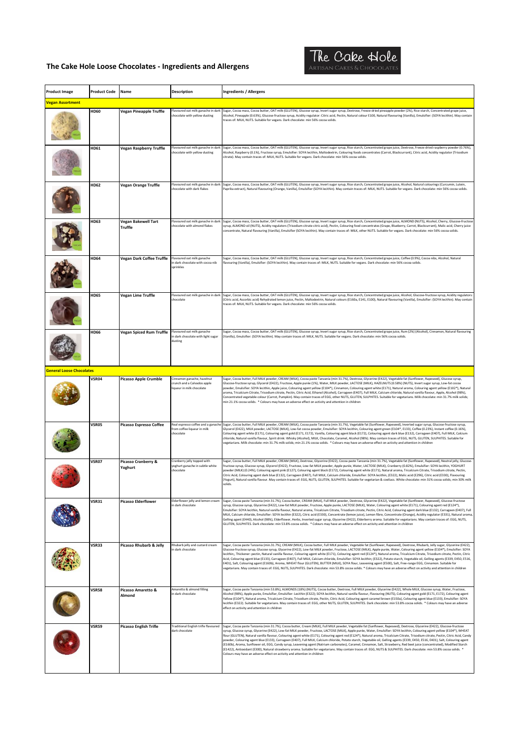# The Cake Hole Loose Chocolates - Ingredients and Allergens

The Cake Hole
ARTISAN CAKES & CHOCOLATES

| Product Image | Product Code | Name | Description | Ingredients / Allergens |
|---|---|---|---|---|
| **Vegan Assortment** | | | | |
| | HD60 | Vegan Pineapple Truffle | Flavoured oat milk ganache in dark chocolate with yellow dusting | Sugar, Cocoa mass, Cocoa butter, OAT milk (GLUTEN), Glucose syrup, Invert sugar syrup, Dextrose, Freeze-dried pineapple powder (2%), Rice starch, Concentrated grape juice, Alcohol, Pineapple (0.63%), Glucose-fructose syrup, Acidity regulator: Citric acid, Pectin, Natural colour E100, Natural flavouring (Vanilla), Emulsifier: (SOYA lecithin). May contain traces of: MILK, NUTS. Suitable for vegans. Dark chocolate: min 56% cocoa solids. |
| | HD61 | Vegan Raspberry Truffle | Flavoured oat milk ganache in dark chocolate with yellow dusting | Sugar, Cocoa mass, Cocoa butter, OAT milk (GLUTEN), Glucose syrup, Invert sugar syrup, Rice starch, Concentrated grape juice, Dextrose, Freeze-dried raspberry powder (0.76%), Alcohol, Raspberry (0.1%), Fructose syrup, Emulsifier: SOYA lecithin, Maltodextrin, Colouring foods concentrates (Carrot, Blackcurrant), Citric acid, Acidity regulator (Trisodium citrate). May contain traces of: MILK, NUTS. Suitable for vegans. Dark chocolate: min 56% cocoa solids. |
| | HD62 | Vegan Orange Truffle | Flavoured oat milk ganache in dark chocolate with dark flakes | Sugar, Cocoa mass, Cocoa butter, OAT milk (GLUTEN), Glucose syrup, Invert sugar syrup, Rice starch, Concentrated grape juice, Alcohol, Natural colourings (Curcumin, Lutein, Paprika extract), Natural flavouring (Orange, Vanilla), Emulsifier (SOYA lecithin). May contain traces of: MILK, NUTS. Suitable for vegans. Dark chocolate: min 56% cocoa solids. |
| | HD63 | Vegan Bakewell Tart Truffle | Flavoured oat milk ganache in dark chocolate with almond flakes | Sugar, Cocoa mass, Cocoa butter, OAT milk (GLUTEN), Glucose syrup, Invert sugar syrup, Rice starch, Concentrated grape juice, ALMOND (NUTS), Alcohol, Cherry, Glucose-fructose syrup, ALMOND oil (NUTS), Acidity regulators (Trisodium citrate citric acid), Pectin, Colouring food concentrates (Grape, Blueberry, Carrot, Blackcurrant), Malic acid, Cherry juice concentrate, Natural flavouring (Vanilla), Emulsifier (SOYA lecithin). May contain traces of: MILK, other NUTS. Suitable for vegans. Dark chocolate: min 56% cocoa solids. |
| | HD64 | Vegan Dark Coffee Truffle | Flavoured oat milk ganache in dark chocolate with cocoa nib sprinkles | Sugar, Cocoa mass, Cocoa butter, OAT milk (GLUTEN), Glucose syrup, Invert sugar syrup, Rice starch, Concentrated grape juice, Coffee (0.9%), Cocoa nibs, Alcohol, Natural flavouring (Vanilla), Emulsifier: (SOYA lecithin). May contain traces of: MILK, NUTS. Suitable for vegans. Dark chocolate: min 56% cocoa solids. |
| | HD65 | Vegan Lime Truffle | Flavoured oat milk ganache in dark chocolate | Sugar, Cocoa mass, Cocoa butter, OAT milk (GLUTEN), Glucose syrup, Invert sugar syrup, Rice starch, Concentrated grape juice, Alcohol, Glucose-fructose syrup, Acidity regulators: (Citric acid, Ascorbic acid) Rehydrated lemon juice, Pectin, Maltodextrin, Natural colours (E160a, E141, E100), Natural flavouring (Vanilla), Emulsifier: (SOYA lecithin). May contain traces of: MILK, NUTS. Suitable for vegans. Dark chocolate: min 56% cocoa solids. |
| | HD66 | Vegan Spiced Rum Truffle | Flavoured oat milk ganache in dark chocolate with light sugar dusting | Sugar, Cocoa mass, Cocoa butter, OAT milk (GLUTEN), Glucose syrup, Invert sugar syrup, Rice starch, Concentrated grape juice, Rum (2%) (Alcohol), Cinnamon, Natural flavouring (Vanilla), Emulsifier: (SOYA lecithin). May contain traces of: MILK, NUTS. Suitable for vegans. Dark chocolate: min 56% cocoa solids. |
| **General Loose Chocolates** | | | | |
| | VSR04 | Picasso Apple Crumble | Cinnamon ganache, hazelnut crunch and a Calvados apple liqueur in milk chocolate | Sugar, Cocoa butter, Full MILK powder, CREAM (MILK), Cocoa paste Tanzania (min 31.7%), Dextrose, Glycerine (E422), Vegetable fat (Sunflower, Rapeseed), Glucose syrup, Glucose-fructose syrup, Glycerol (E422), Fructose, Apple purée (1%), Water, MILK powder, LACTOSE (MILK), HAZELNUTS (0.58%) (NUTS), Invert sugar syrup, Low-fat cocoa powder, Emulsifier: SOYA lecithin, Apple juice, Colouring agent yellow (E104*), Cinnamon, Colouring agent white (E171), Natural aroma, Colouring agent yellow (E102*), Natural aroma, Tricalcium Citrate, Trisodium citrate, Pectin, Citric Acid, Ethanol (Alcohol), Carrageen (E407), Full MILK, Calcium chloride, Natural vanilla flavour, Apple, Alcohol (98%), Concentrated vegetable colour (Carrot, Pumpkin). May contain traces of EGG, other NUTS, GLUTEN, SULPHITES. Suitable for vegetarians. Milk chocolate: min 31.7% milk solids; min 21.1% cocoa solids. * Colours may have an adverse effect on activity and attention in children |
| | VSR05 | Picasso Espresso Coffee | Real espresso coffee and a ganache from coffee liqueur in milk chocolate | Sugar, Cocoa butter, Full MILK powder, CREAM (MILK), Cocoa paste Tanzania (min 31.7%), Vegetable fat (Sunflower, Rapeseed), Inverted sugar syrup, Glucose-fructose syrup, Glycerol (E422), MILK powder, LACTOSE (MILK), Low-fat cocoa powder, Emulsifier: SOYA lecithin, Colouring agent green (E104*, E133), Coffee (0.23%), Instant coffee (0.16%), Colouring agent white (E171), Colouring agent gold (E171, E172), Vanilla, Colouring agent black (E172), Colouring agent dark blue (E132), Carrageen (E407), Full MILK, Calcium chloride, Natural vanilla flavour, Spirit drink: Whisky (Alcohol), MILK, Chocolate, Caramel, Alcohol (98%). May contain traces of EGG, NUTS, GLUTEN, SULPHITES. Suitable for vegetarians. Milk chocolate: min 31.7% milk solids; min 21.1% cocoa solids. * Colours may have an adverse effect on activity and attention in children |
| | VSR07 | Picasso Cranberry & Yoghurt | Cranberry jelly topped with yoghurt ganache in subtle white chocolate | Sugar, Cocoa butter, Full MILK powder, CREAM (MILK), Dextrose, Glycerine (E422), Cocoa paste Tanzania (min 31.7%), Vegetable fat (Sunflower, Rapeseed), Neutral jelly, Glucose-fructose syrup, Glucose syrup, Glycerol (E422), Fructose, Low-fat MILK powder, Apple purée, Water, LACTOSE (MILK), Cranberry (0.82%), Emulsifier: SOYA lecithin, YOGHURT powder (MILK) (0.24%), Colouring agent pink (E127), Colouring agent black (E172), Colouring agent white (E171), Natural aroma, Tricalcium Citrate, Trisodium citrate, Pectin, Citric Acid, Colouring agent dark blue (E132), Carrageen (E407), Full MILK, Calcium chloride, Emulsifier: SOYA lecithin, (E322), Malic acid (E296), Citric acid (E330), Flavouring (Yogurt), Natural vanilla flavour. May contain traces of: EGG, NUTS, GLUTEN, SULPHITES. Suitable for vegetarian & coeliacs. White chocolate: min 31% cocoa solids; min 30% milk solids. |
| | VSR31 | Picasso Elderflower | Elderflower jelly and lemon cream in dark chocolate | Sugar, Cocoa paste Tanzania (min 31.7%), Cocoa butter, CREAM (MILK), Full MILK powder, Dextrose, Glycerine (E422), Vegetable fat (Sunflower, Rapeseed), Glucose-fructose syrup, Glucose syrup, Glycerine (E422), Low-fat MILK powder, Fructose, Apple purée, LACTOSE (MILK), Water, Colouring agent white (E171), Colouring agent red (E124*), Emulsifier: SOYA lecithin, Natural vanilla flavour, Natural aroma, Tricalcium Citrate, Trisodium citrate, Pectin, Citric Acid, Colouring agent dark blue (E132), Carrageen (E407), Full MILK, Calcium chloride, Emulsifier: SOYA lecithin (E322), Citric acid (E330), Concentrate (lemon juice), Lemon fibre, Concentrate (Orange), Acidity regulator (E331), Natural aroma, Gelling agent (E440), Alcohol (98%), Elderflower, Herbs, Inverted sugar syrup, Glycerine (E422), Elderberry aroma. Suitable for vegetarians. May contain traces of: EGG, NUTS, GLUTEN, SULPHITES. Dark chocolate: min 53.8% cocoa solids. * Colours may have an adverse effect on activity and attention in children |
| | VSR33 | Picasso Rhubarb & Jelly | Rhubarb jelly and custard cream in dark chocolate | Sugar, Cocoa paste Tanzania (min.31.7%), CREAM (MILK), Cocoa butter, Full MILK powder, Vegetable fat (Sunflower, Rapeseed), Dextrose, Rhubarb, Jelly sugar, Glycerine (E422), Glucose-fructose syrup, Glucose syrup, Glycerine (E422), Low-fat MILK powder, Fructose, LACTOSE (MILK), Apple purée, Water, Colouring agent yellow (E104*), Emulsifier: SOYA lecithin;, Thickener: pectin, Natural vanilla flavour, Colouring agent white (E171), Colouring agent red (E124*), Natural aroma, Tricalcium Citrate, Trisodium citrate, Pectin, Citric Acid, Colouring agent blue (E133), Carrageen (E407), Full MILK, Calcium chloride, Emulsifier: SOYA lecithin; (E322), Potato starch, Vegetable oil, Gelling agents (E339, E450, E516, E401), Salt, Colouring agent (E160b), Aroma, WHEAT flour (GLUTEN), BUTTER (MILK), SOYA flour, Leavening agent (E500), Salt, Free-range EGG, Cinnamon. Suitable for vegetarians. May contain traces of: EGG, NUTS, SULPHITES. Dark chocolate: min 53.8% cocoa solids. * Colours may have an adverse effect on activity and attention in children |
| | VSR58 | Picasso Amaretto & Almond | Amaretto & almond filling in dark chocolate | Sugar, Cocoa paste Tanzania (min 53.8%), ALMONDS (18%) (NUTS), Cocoa butter, Dextrose, Full MILK powder, Glycerine (E422), Whole MILK, Glucose syrup, Water, Fructose, Alcohol (98%), Apple purée, Emulsifier, Emulsifier: Lecithin (E322); SOYA lecithin, Natural vanilla flavour, Flavouring (NUTS), Colouring agent gold (E171, E172), Colouring agent Yellow (E104*), Natural aroma, Tricalcium Citrate, Trisodium citrate, Pectin, Citric Acid, Colouring agent caramel brown (E150a), Colouring agent blue (E133), Emulsifier: SOYA lecithin (E322). Suitable for vegetarians. May contain traces of: EGG, other NUTS, GLUTEN, SULPHITES. Dark chocolate: min 53.8% cocoa solids. * Colours may have an adverse effect on activity and attention in children |
| | VSR59 | Picasso English Trifle | Traditional English trifle flavoured dark chocolate | Sugar, Cocoa paste Tanzania (min 31.7%), Cocoa butter, Cream (MILK), Full MILK powder, Vegetable fat (Sunflower, Rapeseed), Dextrose, Glycerine (E422), Glucose-fructose syrup, Glucose syrup, Glycerine (E422), Low-fat MILK powder, Fructose, LACTOSE (MILK), Apple purée, Water, Emulsifier: SOYA lecithin, Colouring agent yellow (E104*), WHEAT flour (GLUTEN), Natural vanilla flavour, Colouring agent white (E171), Colouring agent red (E124*), Natural aroma, Tricalcium Citrate, Trisodium citrate, Pectin, Citric Acid, Candy powder, Colouring agent blue (E133), Carrageen (E407), Full MILK, Calcium chloride, Potato starch, Vegetable oil, Gelling agents (E339, E450, E516, E401), Salt, Colouring agent (E160b), Aroma, Sunflower oil, EGG, Candy syrup, Leavening agent (Natrium carbonates), Caramel, Cinnamon, Salt, Strawberry, Red beet juice (concentrated), Modified Starch (E1422), Antioxidant (E300), Natural strawberry aroma. Suitable for vegetarians. May contain traces of: EGG, NUTS & SULPHITES. Dark chocolate: min 53.8% cocoa solids. * Colours may have an adverse effect on activity and attention in children |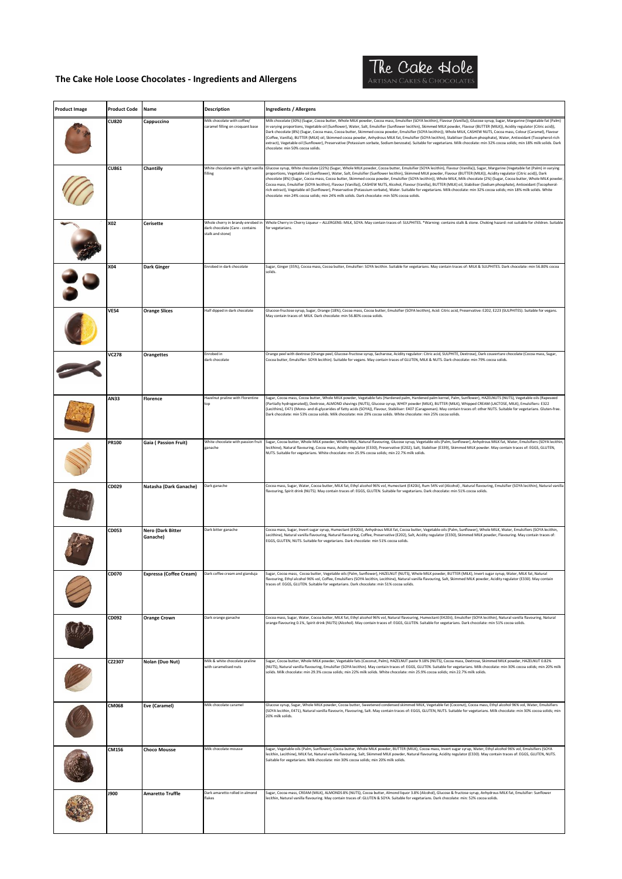# The Cake Hole Loose Chocolates - Ingredients and Allergens

| Product Image | Product Code | Name | Description | Ingredients / Allergens |
|---|---|---|---|---|
| | CU820 | Cappuccino | Milk chocolate with coffee/ caramel filling on croquant base | Milk chocolate (30%) (Sugar, Cocoa butter, Whole MILK powder, Cocoa mass, Emulsifier (SOYA lecithin), Flavour (Vanilla)), Glucose syrup, Sugar, Margarine (Vegetable fat (Palm) in varying proportions, Vegetable oil (Sunflower), Water, Salt, Emulsifier (Sunflower lecithin), Skimmed MILK powder, Flavour (BUTTER (MILK)), Acidity regulator (Citric acid)), Dark chocolate (8%) (Sugar, Cocoa mass, Cocoa butter, Skimmed cocoa powder, Emulsifier (SOYA lecithin)), Whole MILK, CASHEW NUTS, Cocoa mass, Colour (Caramel), Flavour (Coffee, Vanilla), BUTTER (MILK) oil, Skimmed cocoa powder, Anhydrous MILK fat, Emulsifier (SOYA lecithin), Stabiliser (Sodium phosphate), Water, Antioxidant (Tocopherol-rich extract), Vegetable oil (Sunflower), Preservative (Potassium sorbate, Sodium benzoate). Suitable for vegetarians. Milk chocolate: min 32% cocoa solids; min 18% milk solids. Dark chocolate: min 50% cocoa solids. |
| | CU861 | Chantilly | White chocolate with a light vanilla filling | Glucose syrup, White chocolate (22%) (Sugar, Whole MILK powder, Cocoa butter, Emulsifier (SOYA lecithin), Flavour (Vanilla)), Sugar, Margarine (Vegetable fat (Palm) in varying proportions, Vegetable oil (Sunflower), Water, Salt, Emulsifier (Sunflower lecithin), Skimmed MILK powder, Flavour (BUTTER (MILK)), Acidity regulator (Citric acid)), Dark chocolate (8%) (Sugar, Cocoa mass, Cocoa butter, Skimmed cocoa powder, Emulsifier (SOYA lecithin)), Whole MILK, Milk chocolate (2%) (Sugar, Cocoa butter, Whole MILK powder, Cocoa mass, Emulsifier (SOYA lecithin), Flavour (Vanilla)), CASHEW NUTS, Alcohol, Flavour (Vanilla), BUTTER (MILK) oil, Stabiliser (Sodium phosphate), Antioxidant (Tocopherol-rich extract), Vegetable oil (Sunflower), Preservative (Potassium sorbate), Water. Suitable for vegetarians. Milk chocolate: min 32% cocoa solids; min 18% milk solids. White chocolate: min 24% cocoa solids; min 24% milk solids. Dark chocolate: min 50% cocoa solids. |
| | X02 | Cerisette | Whole cherry in brandy enrobed in dark chocolate (Care - contains stalk and stone) | Whole Cherry in Cherry Liqueur – ALLERGENS: MILK, SOYA. May contain traces of: SULPHITES. *Warning: contains stalk & stone. Choking hazard: not suitable for children. Suitable for vegetarians. |
| | X04 | Dark Ginger | Enrobed in dark chocolate | Sugar, Ginger (35%), Cocoa mass, Cocoa butter, Emulsifier: SOYA lecithin. Suitable for vegetarians. May contain traces of: MILK & SULPHITES. Dark chocolate: min 56.80% cocoa solids. |
| | VE54 | Orange Slices | Half dipped in dark chocolate | Glucose-fructose syrup, Sugar, Orange (18%), Cocoa mass, Cocoa butter, Emulsifier (SOYA lecithin), Acid: Citric acid, Preservative: E202, E223 (SULPHITES). Suitable for vegans. May contain traces of: MILK. Dark chocolate: min 56.80% cocoa solids. |
| | VC278 | Orangettes | Enrobed in dark chocolate | Orange peel with dextrose (Orange peel, Glucose-fructose syrup, Sacharose, Acidity regulator: Citric acid, SULPHITE, Dextrose), Dark couverture chocolate (Cocoa mass, Sugar, Cocoa butter, Emulsifier: SOYA lecithin). Suitable for vegans. May contain traces of GLUTEN, MILK & NUTS. Dark chocolate: min 79% cocoa solids. |
| | AN33 | Florence | Hazelnut praline with Florentine top | Sugar, Cocoa mass, Cocoa butter, Whole MILK powder, Vegetable fats (Hardened palm, Hardened palm kernel, Palm, Sunflower), HAZELNUTS (NUTS), Vegetable oils (Rapeseed (Partially hydrogenated)), Dextrose, ALMOND shavings (NUTS), Glucose syrup, WHEY powder (MILK), BUTTER (MILK), Whipped CREAM (LACTOSE, MILK), Emulsifiers: E322 (Lecithins), E471 (Mono- and di-glycerides of fatty acids (SOYA)), Flavour, Stabiliser: E407 (Carageenan). May contain traces of: other NUTS. Suitable for vegetarians. Gluten-free. Dark chocolate: min 53% cocoa solids. Milk chocolate: min 29% cocoa solids. White chocolate: min 25% cocoa solids. |
| | PR100 | Gaia ( Passion Fruit) | White chocolate with passion fruit ganache | Sugar, Cocoa butter, Whole MILK powder, Whole MILK, Natural flavouring, Glucose syrup, Vegetable oils (Palm, Sunflower), Anhydrous MILK fat, Water, Emulsifiers (SOYA lecithin, lecithine), Natural flavouring, Cocoa mass, Acidity regulator (E330), Preservative (E202), Salt, Stabiliser (E339), Skimmed MILK powder. May contain traces of: EGGS, GLUTEN, NUTS. Suitable for vegetarians. White chocolate: min 25.9% cocoa solids; min 22.7% milk solids. |
| | CD029 | Natasha (Dark Ganache) | Dark ganache | Cocoa mass, Sugar, Water, Cocoa butter, MILK fat, Ethyl alcohol 96% vol, Humectant (E420ii), Rum 54% vol (Alcohol) , Natural flavouring, Emulsifier (SOYA lecithin), Natural vanilla flavouring, Spirit drink (NUTS). May contain traces of: EGGS, GLUTEN. Suitable for vegetarians. Dark chocolate: min 51% cocoa solids. |
| | CD053 | Nero (Dark Bitter Ganache) | Dark bitter ganache | Cocoa mass, Sugar, Invert sugar syrup, Humectant (E420ii), Anhydrous MILK fat, Cocoa butter, Vegetable oils (Palm, Sunflower), Whole MILK, Water, Emulsifiers (SOYA lecithin, Lecithine), Natural vanilla flavouring, Natural flavouring, Coffee, Preservative (E202), Salt, Acidity regulator (E330), Skimmed MILK powder, Flavouring. May contain traces of: EGGS, GLUTEN, NUTS. Suitable for vegetarians. Dark chocolate: min 51% cocoa solids. |
| | CD070 | Expressa (Coffee Cream) | Dark coffee cream and gianduja | Sugar, Cocoa mass, Cocoa butter, Vegetable oils (Palm, Sunflower), HAZELNUT (NUTS), Whole MILK powder, BUTTER (MILK), Invert sugar syrup, Water, MILK fat, Natural flavouring, Ethyl alcohol 96% vol, Coffee, Emulsifiers (SOYA lecithin, Lecithine), Natural vanilla flavouring, Salt, Skimmed MILK powder, Acidity regulator (E330). May contain traces of: EGGS, GLUTEN. Suitable for vegetarians. Dark chocolate: min 51% cocoa solids. |
| | CD092 | Orange Crown | Dark orange ganache | Cocoa mass, Sugar, Water, Cocoa butter, MILK fat, Ethyl alcohol 96% vol, Natural flavouring, Humectant (E420ii), Emulsifier (SOYA lecithin), Natural vanilla flavouring, Natural orange flavouring 0.1%, Spirit drink (NUTS) (Alcohol). May contain traces of: EGGS, GLUTEN. Suitable for vegetarians. Dark chocolate: min 51% cocoa solids. |
| | CZ2307 | Nolan (Duo Nut) | Milk & white chocolate praline with caramelised nuts | Sugar, Cocoa butter, Whole MILK powder, Vegetable fats (Coconut, Palm), HAZELNUT paste 9.18% (NUTS), Cocoa mass, Dextrose, Skimmed MILK powder, HAZELNUT 0.82% (NUTS), Natural vanilla flavouring, Emulsifier (SOYA lecithin). May contain traces of: EGGS, GLUTEN. Suitable for vegetarians. Milk chocolate: min 30% cocoa solids; min 20% milk solids. Milk chocolate: min 29.3% cocoa solids; min 22% milk solids. White chocolate: min 25.9% cocoa solids; min 22.7% milk solids. |
| | CM068 | Eve (Caramel) | Milk chocolate caramel | Glucose syrup, Sugar, Whole MILK powder, Cocoa butter, Sweetened condensed skimmed MILK, Vegetable fat (Coconut), Cocoa mass, Ethyl alcohol 96% vol, Water, Emulsifiers (SOYA lecithin, E471), Natural vanilla flavourin, Flavouring, Salt. May contain traces of: EGGS, GLUTEN, NUTS. Suitable for vegetarians. Milk chocolate: min 30% cocoa solids; min 20% milk solids. |
| | CM156 | Choco Mousse | Milk chocolate mousse | Sugar, Vegetable oils (Palm, Sunflower), Cocoa butter, Whole MILK powder, BUTTER (MILK), Cocoa mass, Invert sugar syrup, Water, Ethyl alcohol 96% vol, Emulsifiers (SOYA lecithin, Lecithine), MILK fat, Natural vanilla flavouring, Salt, Skimmed MILK powder, Natural flavouring, Acidity regulator (E330). May contain traces of: EGGS, GLUTEN, NUTS. Suitable for vegetarians. Milk chocolate: min 30% cocoa solids; min 20% milk solids. |
| | J900 | Amaretto Truffle | Dark amaretto rolled in almond flakes | Sugar, Cocoa mass, CREAM (MILK), ALMONDS 8% (NUTS), Cocoa butter, Almond liquor 3.8% (Alcohol), Glucose & fructose syrup, Anhydrous MILK fat, Emulsifier: Sunflower lecithin, Natural vanilla flavouring. May contain traces of: GLUTEN & SOYA. Suitable for vegetarians. Dark chocolate: min: 52% cocoa solids. |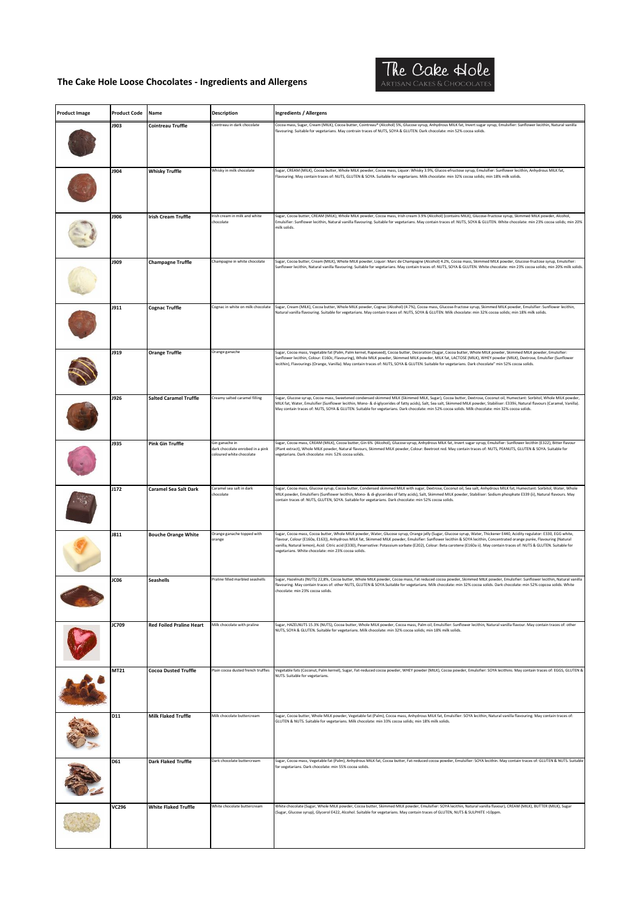# The Cake Hole Loose Chocolates - Ingredients and Allergens

| Product Image | Product Code | Name | Description | Ingredients / Allergens |
|---|---|---|---|---|
| | J903 | Cointreau Truffle | Cointreau in dark chocolate | Cocoa mass, Sugar, Cream (MILK), Cocoa butter, Cointreau® (Alcohol) 5%, Glucose syrup, Anhydrous MILK fat, Invert sugar syrup, Emulsifier: Sunflower lecithin, Natural vanilla flavouring. Suitable for vegetarians. May contrain traces of NUTS, SOYA & GLUTEN. Dark chocolate: min 52% cocoa solids. |
| | J904 | Whisky Truffle | Whisky in milk chocolate | Sugar, CREAM (MILK), Cocoa butter, Whole MILK powder, Cocoa mass, Liquor: Whisky 3.9%, Glucos-efructose syrup, Emulsifier: Sunflower lecithin, Anhydrous MILK fat, Flavouring. May contain traces of: NUTS, GLUTEN & SOYA. Suitable for vegetarians. Milk chocolate: min 32% cocoa solids; min 18% milk solids. |
| | J906 | Irish Cream Truffle | Irish cream in milk and white chocolate | Sugar, Cocoa butter, CREAM (MILK), Whole MILK powder, Cocoa mass, Irish cream 3.9% (Alcohol) (contains MILK), Glucose-fructose syrup, Skimmed MILK powder, Alcohol, Emulsifier: Sunflower lecithin, Natural vanilla flavouring. Suitable for vegetarians. May contain traces of: NUTS, SOYA & GLUTEN. White chocolate: min 23% cocoa solids; min 20% milk solids. |
| | J909 | Champagne Truffle | Champagne in white chocolate | Sugar, Cocoa butter, Cream (MILK), Whole MILK powder, Liquor: Marc de Champagne (Alcohol) 4.2%, Cocoa mass, Skimmed MILK powder, Glucose-fructose syrup, Emulsifier: Sunflower lecithin, Natural vanilla flavouring. Suitable for vegetarians. May contain traces of: NUTS, SOYA & GLUTEN. White chocolate: min 23% cocoa solids; min 20% milk solids. |
| | J911 | Cognac Truffle | Cognac in white on milk chocolate | Sugar, Cream (MILK), Cocoa butter, Whole MILK powder, Cognac (Alcohol) (4.7%), Cocoa mass, Glucose-fructose syrup, Skimmed MILK powder, Emulsifier: Sunflower lecithin, Natural vanilla flavouring. Suitable for vegetarians. May contain traces of: NUTS, SOYA & GLUTEN. Milk chocolate: min 32% cocoa solids; min 18% milk solids. |
| | J919 | Orange Truffle | Orange ganache | Sugar, Cocoa mass, Vegetable fat (Palm, Palm kernel, Rapeseed), Cocoa butter, Decoration (Sugar, Cocoa butter, Whole MILK powder, Skimmed MILK powder, Emulsifier: Sunflower lecithin, Colour: E160c, Flavouring), Whole MILK powder, Skimmed MILK powder, MILK fat, LACTOSE (MILK), WHEY powder (MILK), Dextrose, Emulsifier (Sunflower lecithin), Flavourings (Orange, Vanilla). May contain traces of: NUTS, SOYA & GLUTEN. Suitable for vegetarians. Dark chocolate" min 52% cocoa solids. |
| | J926 | Salted Caramel Truffle | Creamy salted caramel filling | Sugar, Glucose syrup, Cocoa mass, Sweetened condensed skimmed MILK (Skimmed MILK, Sugar), Cocoa butter, Dextrose, Coconut oil, Humectant: Sorbitol, Whole MILK powder, MILK fat, Water, Emulsifier (Sunflower lecithin, Mono- & d-iglycerides of fatty acids), Salt, Sea salt, Skimmed MILK powder, Stabiliser: E339ii, Natural flavours (Caramel, Vanilla). May contain traces of: NUTS, SOYA & GLUTEN. Suitable for vegetarians. Dark chocolate: min 52% cocoa solids. Milk chocolate: min 32% cocoa solids. |
| | J935 | Pink Gin Truffle | Gin ganache in dark chocolate enrobed in a pink coloured white chocolate | Sugar, Cocoa mass, CREAM (MILK), Cocoa butter, Gin 6% (Alcohol), Glucose syrup, Anhydrous MILK fat, Invert sugar syrup, Emulsifier: Sunflower lecithin (E322), Bitter flavour (Plant extract), Whole MILK powder, Natural flavours, Skimmed MILK powder, Colour: Beetroot red. May contain traces of: NUTS, PEANUTS, GLUTEN & SOYA. Suitable for vegetarians. Dark chocolate: min: 52% cocoa solids. |
| | J172 | Caramel Sea Salt Dark | Caramel sea salt in dark chocolate | Sugar, Cocoa mass, Glucose syrup, Cocoa butter, Condensed skimmed MILK with sugar, Dextrose, Coconut oil, Sea salt, Anhydrous MILK fat, Humectant: Sorbitol, Water, Whole MILK powder, Emulsifiers (Sunflower lecithin, Mono- & di-glycerides of fatty acids), Salt, Skimmed MILK powder, Stabiliser: Sodium phosphate E339 (ii), Natural flavours. May contain traces of: NUTS, GLUTEN, SOYA. Suitable for vegetarians. Dark chocolate: min 52% cocoa solids. |
| | J811 | Bouche Orange White | Orange ganache topped with orange | Sugar, Cocoa mass, Cocoa butter, Whole MILK powder, Water, Glucose syrup, Orange jelly (Sugar, Glucose syrup, Water, Thickener E440, Acidity regulator: E330, EGG white, Flavour, Colour (E160a, E163)), Anhydrous MILK fat, Skimmed MILK powder, Emulsifier: Sunflower lecithin & SOYA lecithin, Concentrated orange purée, Flavouring (Natural vanilla, Natural lemon), Acid: Citric acid (E330), Preservative: Potassium sorbate (E202), Colour: Beta carotene (E160a ii). May contain traces of: NUTS & GLUTEN. Suitable for vegetarians. White chocolate: min 23% cocoa solids. |
| | JC06 | Seashells | Praline filled marbled seashells | Sugar, Hazelnuts (NUTS) 22,8%, Cocoa butter, Whole MILK powder, Cocoa mass, Fat reduced cocoa powder, Skimmed MILK powder, Emulsifier: Sunflower lecithin, Natural vanilla flavouring. May contain traces of: other NUTS, GLUTEN & SOYA.Suitable for vegetarians. Milk chocolate: min 32% cocoa solids. Dark chocolate: min 52% copcoa solids. White chocolate: min 23% cocoa solids. |
| | JC709 | Red Foiled Praline Heart | Milk chocolate with praline | Sugar, HAZELNUTS 15.3% (NUTS), Cocoa butter, Whole MILK powder, Cocoa mass, Palm oil, Emulsifier: Sunflower lecithin, Natural vanilla flavour. May contain traces of: other NUTS, SOYA & GLUTEN. Suitable for vegetarians. Milk chocolate: min 32% cocoa solids; min 18% milk solids. |
| | MT21 | Cocoa Dusted Truffle | Plain cocoa dusted french truffles | Vegetable fats (Coconut, Palm kernel), Sugar, Fat-reduced cocoa powder, WHEY powder (MILK), Cocoa powder, Emulsifier: SOYA lecithins. May contain traces of: EGGS, GLUTEN & NUTS. Suitable for vegetarians. |
| | D11 | Milk Flaked Truffle | Milk chocolate buttercream | Sugar, Cocoa butter, Whole MILK powder, Vegetable fat (Palm), Cocoa mass, Anhydrous MILK fat, Emulsifier: SOYA lecithin, Natural vanilla flavouring. May contain traces of: GLUTEN & NUTS. Suitable for vegetarians. Milk chocolate: min 33% cocoa solids; min 18% milk solids. |
| | D61 | Dark Flaked Truffle | Dark chocolate buttercream | Sugar, Cocoa mass, Vegetable fat (Palm), Anhydrous MILK fat, Cocoa butter, Fat-reduced cocoa powder, Emulsifier: SOYA lecithin. May contain traces of: GLUTEN & NUTS. Suitable for vegetarians. Dark chocolate: min 55% cocoa solids. |
| | VC296 | White Flaked Truffle | White chocolate buttercream | White chocolate (Sugar, Whole MILK powder, Cocoa butter, Skimmed MILK powder, Emulsifier: SOYA lecithin, Natural vanilla flavour), CREAM (MILK), BUTTER (MILK), Sugar (Sugar, Glucose syrup), Glycerol E422, Alcohol. Suitable for vegetarians. May contain traces of GLUTEN, NUTS & SULPHITE >10ppm. |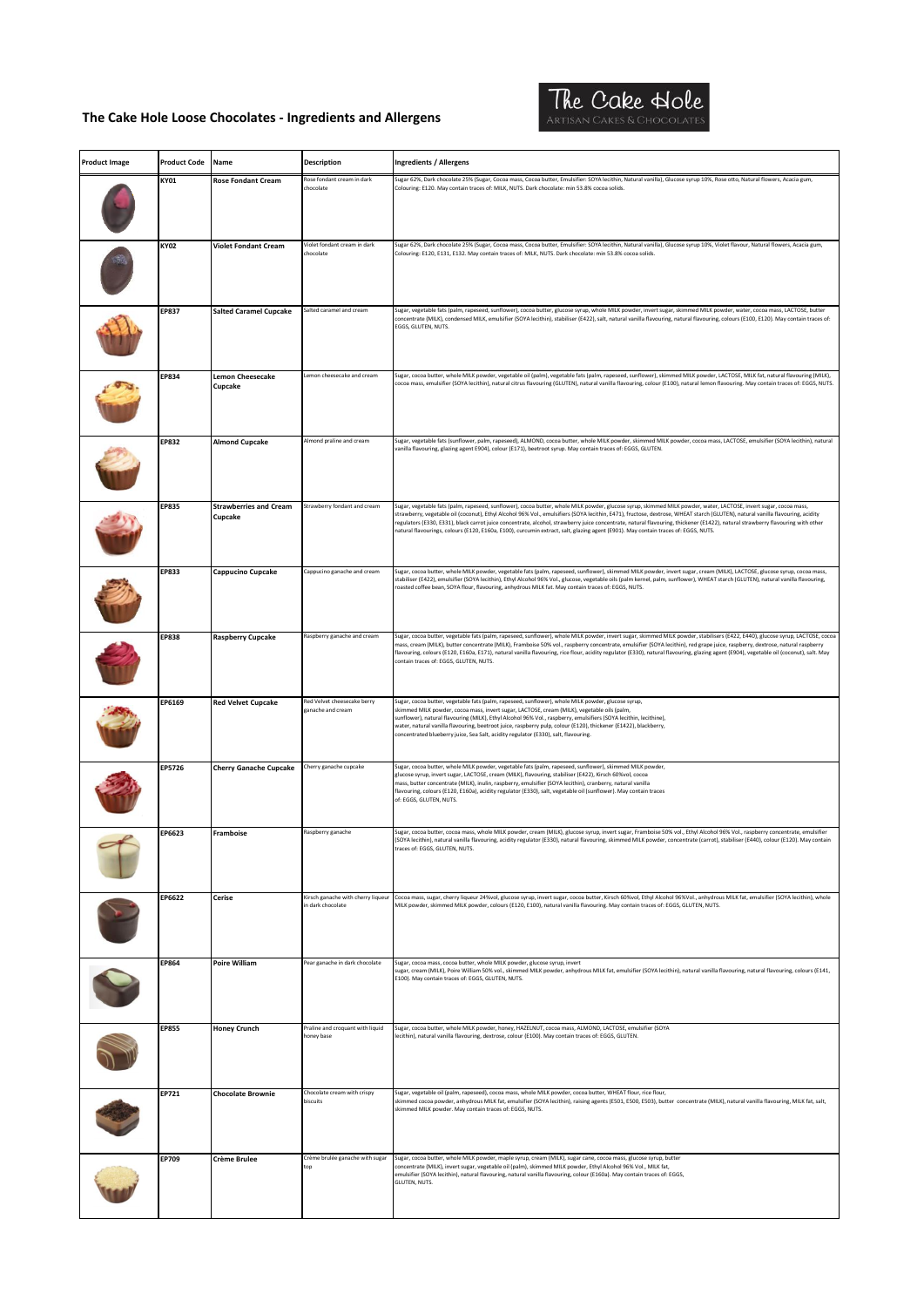# The Cake Hole Loose Chocolates - Ingredients and Allergens

The Cake Hole
ARTISAN CAKES & CHOCOLATES

| Product Image | Product Code | Name | Description | Ingredients / Allergens |
|---|---|---|---|---|
| | KY01 | **Rose Fondant Cream** | Rose fondant cream in dark chocolate | Sugar 62%, Dark chocolate 25% (Sugar, Cocoa mass, Cocoa butter, Emulsifier: SOYA lecithin, Natural vanilla), Glucose syrup 10%, Rose otto, Natural flowers, Acacia gum, Colouring: E120. May contain traces of: MILK, NUTS. Dark chocolate: min 53.8% cocoa solids. |
| | KY02 | **Violet Fondant Cream** | Violet fondant cream in dark chocolate | Sugar 62%, Dark chocolate 25% (Sugar, Cocoa mass, Cocoa butter, Emulsifier: SOYA lecithin, Natural vanilla), Glucose syrup 10%, Violet flavour, Natural flowers, Acacia gum, Colouring: E120, E131, E132. May contain traces of: MILK, NUTS. Dark chocolate: min 53.8% cocoa solids. |
| | EP837 | **Salted Caramel Cupcake** | Salted caramel and cream | Sugar, vegetable fats (palm, rapeseed, sunflower), cocoa butter, glucose syrup, whole MILK powder, invert sugar, skimmed MILK powder, water, cocoa mass, LACTOSE, butter concentrate (MILK), condensed MILK, emulsifier (SOYA lecithin), stabiliser (E422), salt, natural vanilla flavouring, natural flavouring, colours (E100, E120). May contain traces of: EGGS, GLUTEN, NUTS. |
| | EP834 | **Lemon Cheesecake Cupcake** | Lemon cheesecake and cream | Sugar, cocoa butter, whole MILK powder, vegetable oil (palm), vegetable fats (palm, rapeseed, sunflower), skimmed MILK powder, LACTOSE, MILK fat, natural flavouring (MILK), cocoa mass, emulsifier (SOYA lecithin), natural citrus flavouring (GLUTEN), natural vanilla flavouring, colour (E100), natural lemon flavouring. May contain traces of: EGGS, NUTS. |
| | EP832 | **Almond Cupcake** | Almond praline and cream | Sugar, vegetable fats (sunflower, palm, rapeseed), ALMOND, cocoa butter, whole MILK powder, skimmed MILK powder, cocoa mass, LACTOSE, emulsifier (SOYA lecithin), natural vanilla flavouring, glazing agent E904), colour (E171), beetroot syrup. May contain traces of: EGGS, GLUTEN. |
| | EP835 | **Strawberries and Cream Cupcake** | Strawberry fondant and cream | Sugar, vegetable fats (palm, rapeseed, sunflower), cocoa butter, whole MILK powder, glucose syrup, skimmed MILK powder, water, LACTOSE, invert sugar, cocoa mass, strawberry, vegetable oil (coconut), Ethyl Alcohol 96% Vol., emulsifiers (SOYA lecithin, E471), fructose, dextrose, WHEAT starch (GLUTEN), natural vanilla flavouring, acidity regulators (E330, E331), black carrot juice concentrate, alcohol, strawberry juice concentrate, natural flavouring, thickener (E1422), natural strawberry flavouring with other natural flavourings, colours (E120, E160a, E100), curcumin extract, salt, glazing agent (E901). May contain traces of: EGGS, NUTS. |
| | EP833 | **Cappucino Cupcake** | Cappucino ganache and cream | Sugar, cocoa butter, whole MILK powder, vegetable fats (palm, rapeseed, sunflower), skimmed MILK powder, invert sugar, cream (MILK), LACTOSE, glucose syrup, cocoa mass, stabiliser (E422), emulsifier (SOYA lecithin), Ethyl Alcohol 96% Vol., glucose, vegetable oils (palm kernel, palm, sunflower), WHEAT starch (GLUTEN), natural vanilla flavouring, roasted coffee bean, SOYA flour, flavouring, anhydrous MILK fat. May contain traces of: EGGS, NUTS. |
| | EP838 | **Raspberry Cupcake** | Raspberry ganache and cream | Sugar, cocoa butter, vegetable fats (palm, rapeseed, sunflower), whole MILK powder, invert sugar, skimmed MILK powder, stabilisers (E422, E440), glucose syrup, LACTOSE, cocoa mass, cream (MILK), butter concentrate (MILK), Framboise 50% vol., raspberry concentrate, emulsifier (SOYA lecithin), red grape juice, raspberry, dextrose, natural raspberry flavouring, colours (E120, E160a, E171), natural vanilla flavouring, rice flour, acidity regulator (E330), natural flavouring, glazing agent (E904), vegetable oil (coconut), salt. May contain traces of: EGGS, GLUTEN, NUTS. |
| | EP6169 | **Red Velvet Cupcake** | Red Velvet cheesecake berry ganache and cream | Sugar, cocoa butter, vegetable fats (palm, rapeseed, sunflower), whole MILK powder, glucose syrup, skimmed MILK powder, cocoa mass, invert sugar, LACTOSE, cream (MILK), vegetable oils (palm, sunflower), natural flavouring (MILK), Ethyl Alcohol 96% Vol., raspberry, emulsifiers (SOYA lecithin, lecithine), water, natural vanilla flavouring, beetroot juice, raspberry pulp, colour (E120), thickener (E1422), blackberry, concentrated blueberry juice, Sea Salt, acidity regulator (E330), salt, flavouring. |
| | EP5726 | **Cherry Ganache Cupcake** | Cherry ganache cupcake | Sugar, cocoa butter, whole MILK powder, vegetable fats (palm, rapeseed, sunflower), skimmed MILK powder, glucose syrup, invert sugar, LACTOSE, cream (MILK), flavouring, stabiliser (E422), Kirsch 60%vol, cocoa mass, butter concentrate (MILK), inulin, raspberry, emulsifier (SOYA lecithin), cranberry, natural vanilla flavouring, colours (E120, E160a), acidity regulator (E330), salt, vegetable oil (sunflower). May contain traces of: EGGS, GLUTEN, NUTS. |
| | EP6623 | **Framboise** | Raspberry ganache | Sugar, cocoa butter, cocoa mass, whole MILK powder, cream (MILK), glucose syrup, invert sugar, Framboise 50% vol., Ethyl Alcohol 96% Vol., raspberry concentrate, emulsifier (SOYA lecithin), natural vanilla flavouring, acidity regulator (E330), natural flavouring, skimmed MILK powder, concentrate (carrot), stabiliser (E440), colour (E120). May contain traces of: EGGS, GLUTEN, NUTS. |
| | EP6622 | **Cerise** | Kirsch ganache with cherry liqueur in dark chocolate | Cocoa mass, sugar, cherry liqueur 24%vol, glucose syrup, invert sugar, cocoa butter, Kirsch 60%vol, Ethyl Alcohol 96%Vol., anhydrous MILK fat, emulsifier (SOYA lecithin), whole MILK powder, skimmed MILK powder, colours (E120, E100), natural vanilla flavouring. May contain traces of: EGGS, GLUTEN, NUTS. |
| | EP864 | **Poire William** | Pear ganache in dark chocolate | Sugar, cocoa mass, cocoa butter, whole MILK powder, glucose syrup, invert sugar, cream (MILK), Poire William 50% vol., skimmed MILK powder, anhydrous MILK fat, emulsifier (SOYA lecithin), natural vanilla flavouring, natural flavouring, colours (E141, E100). May contain traces of: EGGS, GLUTEN, NUTS. |
| | EP855 | **Honey Crunch** | Praline and croquant with liquid honey base | Sugar, cocoa butter, whole MILK powder, honey, HAZELNUT, cocoa mass, ALMOND, LACTOSE, emulsifier (SOYA lecithin), natural vanilla flavouring, dextrose, colour (E100). May contain traces of: EGGS, GLUTEN. |
| | EP721 | **Chocolate Brownie** | Chocolate cream with crispy biscuits | Sugar, vegetable oil (palm, rapeseed), cocoa mass, whole MILK powder, cocoa butter, WHEAT flour, rice flour, skimmed cocoa powder, anhydrous MILK fat, emulsifier (SOYA lecithin), raising agents (E501, E500, E503), butter concentrate (MILK), natural vanilla flavouring, MILK fat, salt, skimmed MILK powder. May contain traces of: EGGS, NUTS. |
| | EP709 | **Crème Brulee** | Crème brulée ganache with sugar top | Sugar, cocoa butter, whole MILK powder, maple syrup, cream (MILK), sugar cane, cocoa mass, glucose syrup, butter concentrate (MILK), invert sugar, vegetable oil (palm), skimmed MILK powder, Ethyl Alcohol 96% Vol., MILK fat, emulsifier (SOYA lecithin), natural flavouring, natural vanilla flavouring, colour (E160a). May contain traces of: EGGS, GLUTEN, NUTS. |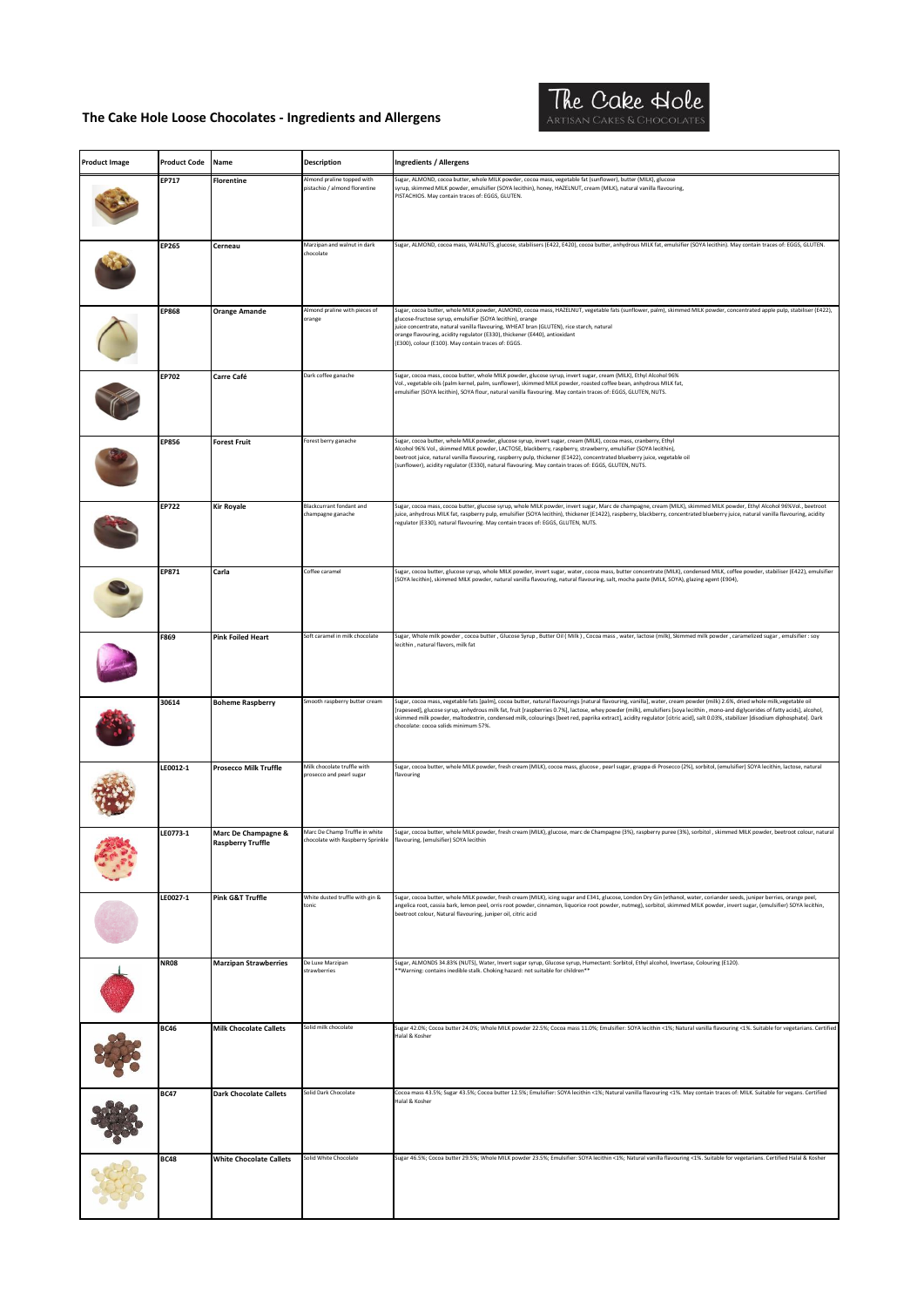# The Cake Hole Loose Chocolates - Ingredients and Allergens

| Product Image | Product Code | Name | Description | Ingredients / Allergens |
|---|---|---|---|---|
| | EP717 | Florentine | Almond praline topped with pistachio / almond florentine | Sugar, ALMOND, cocoa butter, whole MILK powder, cocoa mass, vegetable fat (sunflower), butter (MILK), glucose syrup, skimmed MILK powder, emulsifier (SOYA lecithin), honey, HAZELNUT, cream (MILK), natural vanilla flavouring, PISTACHIOS. May contain traces of: EGGS, GLUTEN. |
| | EP265 | Cerneau | Marzipan and walnut in dark chocolate | Sugar, ALMOND, cocoa mass, WALNUTS, glucose, stabilisers (E422, E420), cocoa butter, anhydrous MILK fat, emulsifier (SOYA lecithin). May contain traces of: EGGS, GLUTEN. |
| | EP868 | Orange Amande | Almond praline with pieces of orange | Sugar, cocoa butter, whole MILK powder, ALMOND, cocoa mass, HAZELNUT, vegetable fats (sunflower, palm), skimmed MILK powder, concentrated apple pulp, stabiliser (E422), glucose-fructose syrup, emulsifier (SOYA lecithin), orange juice concentrate, natural vanilla flavouring, WHEAT bran (GLUTEN), rice starch, natural orange flavouring, acidity regulator (E330), thickener (E440), antioxidant (E300), colour (E100). May contain traces of: EGGS. |
| | EP702 | Carre Café | Dark coffee ganache | Sugar, cocoa mass, cocoa butter, whole MILK powder, glucose syrup, invert sugar, cream (MILK), Ethyl Alcohol 96% Vol., vegetable oils (palm kernel, palm, sunflower), skimmed MILK powder, roasted coffee bean, anhydrous MILK fat, emulsifier (SOYA lecithin), SOYA flour, natural vanilla flavouring. May contain traces of: EGGS, GLUTEN, NUTS. |
| | EP856 | Forest Fruit | Forest berry ganache | Sugar, cocoa butter, whole MILK powder, glucose syrup, invert sugar, cream (MILK), cocoa mass, cranberry, Ethyl Alcohol 96% Vol., skimmed MILK powder, LACTOSE, blackberry, raspberry, strawberry, emulsifier (SOYA lecithin), beetroot juice, natural vanilla flavouring, raspberry pulp, thickener (E1422), concentrated blueberry juice, vegetable oil (sunflower), acidity regulator (E330), natural flavouring. May contain traces of: EGGS, GLUTEN, NUTS. |
| | EP722 | Kir Royale | Blackcurrant fondant and champagne ganache | Sugar, cocoa mass, cocoa butter, glucose syrup, whole MILK powder, invert sugar, Marc de champagne, cream (MILK), skimmed MILK powder, Ethyl Alcohol 96%Vol., beetroot juice, anhydrous MILK fat, raspberry pulp, emulsifier (SOYA lecithin), thickener (E1422), raspberry, blackberry, concentrated blueberry juice, natural vanilla flavouring, acidity regulator (E330), natural flavouring. May contain traces of: EGGS, GLUTEN, NUTS. |
| | EP871 | Carla | Coffee caramel | Sugar, cocoa butter, glucose syrup, whole MILK powder, invert sugar, water, cocoa mass, butter concentrate (MILK), condensed MILK, coffee powder, stabiliser (E422), emulsifier (SOYA lecithin), skimmed MILK powder, natural vanilla flavouring, natural flavouring, salt, mocha paste (MILK, SOYA), glazing agent (E904), |
| | F869 | Pink Foiled Heart | Soft caramel in milk chocolate | Sugar, Whole milk powder , cocoa butter , Glucose Syrup , Butter Oil ( Milk ) , Cocoa mass , water, lactose (milk), Skimmed milk powder , caramelized sugar , emulsifier : soy lecithin , natural flavors, milk fat |
| | 30614 | Boheme Raspberry | Smooth raspberry butter cream | Sugar, cocoa mass, vegetable fats [palm], cocoa butter, natural flavourings [natural flavouring, vanilla], water, cream powder (milk) 2.6%, dried whole milk,vegetable oil [rapeseed], glucose syrup, anhydrous milk fat, fruit [raspberries 0.7%], lactose, whey powder (milk), emulsifiers [soya lecithin , mono-and diglycerides of fatty acids], alcohol, skimmed milk powder, maltodextrin, condensed milk, colourings [beet red, paprika extract], acidity regulator [citric acid], salt 0.03%, stabilizer [disodium diphosphate]. Dark chocolate: cocoa solids minimum 57%. |
| | LE0012-1 | Prosecco Milk Truffle | Milk chocolate truffle with prosecco and pearl sugar | Sugar, cocoa butter, whole MILK powder, fresh cream (MILK), cocoa mass, glucose , pearl sugar, grappa di Prosecco (2%), sorbitol, (emulsifier) SOYA lecithin, lactose, natural flavouring |
| | LE0773-1 | Marc De Champagne & Raspberry Truffle | Marc De Champ Truffle in white chocolate with Raspberry Sprinkle | Sugar, cocoa butter, whole MILK powder, fresh cream (MILK), glucose, marc de Champagne (3%), raspberry puree (3%), sorbitol , skimmed MILK powder, beetroot colour, natural flavouring, (emulsifier) SOYA lecithin |
| | LE0027-1 | Pink G&T Truffle | White dusted truffle with gin & tonic | Sugar, cocoa butter, whole MILK powder, fresh cream (MILK), icing sugar and E341, glucose, London Dry Gin (ethanol, water, coriander seeds, juniper berries, orange peel, angelica root, cassia bark, lemon peel, orris root powder, cinnamon, liquorice root powder, nutmeg), sorbitol, skimmed MILK powder, invert sugar, (emulsifier) SOYA lecithin, beetroot colour, Natural flavouring, juniper oil, citric acid |
| | NR08 | Marzipan Strawberries | De Luxe Marzipan strawberries | Sugar, ALMONDS 34.83% (NUTS), Water, Invert sugar syrup, Glucose syrup, Humectant: Sorbitol, Ethyl alcohol, Invertase, Colouring (E120).<br>**Warning: contains inedible stalk. Choking hazard: not suitable for children** |
| | BC46 | Milk Chocolate Callets | Solid milk chocolate | Sugar 42.0%; Cocoa butter 24.0%; Whole MILK powder 22.5%; Cocoa mass 11.0%; Emulsifier: SOYA lecithin <1%; Natural vanilla flavouring <1%. Suitable for vegetarians. Certified Halal & Kosher |
| | BC47 | Dark Chocolate Callets | Solid Dark Chocolate | Cocoa mass 43.5%; Sugar 43.5%; Cocoa butter 12.5%; Emulsifier: SOYA lecithin <1%; Natural vanilla flavouring <1%. May contain traces of: MILK. Suitable for vegans. Certified Halal & Kosher |
| | BC48 | White Chocolate Callets | Solid White Chocolate | Sugar 46.5%; Cocoa butter 29.5%; Whole MILK powder 23.5%; Emulsifier: SOYA lecithin <1%; Natural vanilla flavouring <1%. Suitable for vegetarians. Certified Halal & Kosher |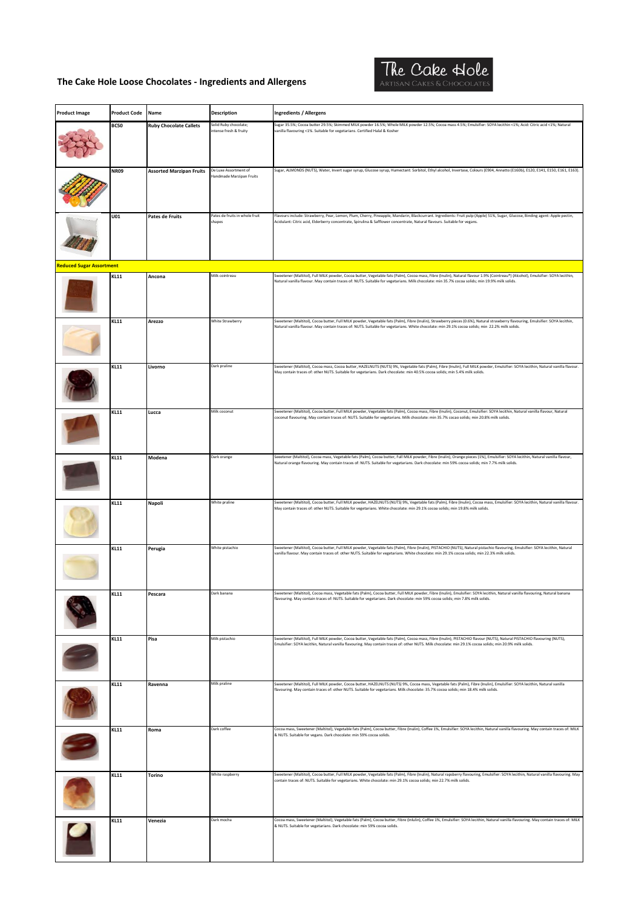# The Cake Hole Loose Chocolates - Ingredients and Allergens

The Cake Hole
ARTISAN CAKES & CHOCOLATES

| Product Image | Product Code | Name | Description | Ingredients / Allergens |
|---|---|---|---|---|
| | BC50 | Ruby Chocolate Callets | Solid Ruby chocolate; intense fresh & fruity | Sugar 35.5%; Cocoa butter 29.5%; Skimmed MILK powder 16.5%; Whole MILK powder 12.5%; Cocoa mass 4.5%; Emulsifier: SOYA lecithin <1%; Acid: Citric acid <1%; Natural vanilla flavouring <1%. Suitable for vegetarians. Certified Halal & Kosher |
| | NR09 | Assorted Marzipan Fruits | De Luxe Assortment of Handmade Marzipan Fruits | Sugar, ALMONDS (NUTS), Water, Invert sugar syrup, Glucose syrup, Humectant: Sorbitol, Ethyl alcohol, Invertase, Colours (E904, Annatto (E160b), E120, E141, E150, E161, E163). |
| | U01 | Pates de Fruits | Pates de fruits in whole fruit shapes | Flavours include: Strawberry, Pear, Lemon, Plum, Cherry, Pineapple, Mandarin, Blackcurrant. Ingredients: Fruit pulp (Apple) 51%, Sugar, Glucose, Binding agent: Apple pectin, Acidulant: Citric acid, Elderberry concentrate, Spirulina & Safflower concentrate, Natural flavours. Suitable for vegans. |
| **Reduced Sugar Assortment** | | | | |
| | KL11 | Ancona | Milk cointreau | Sweetener (Maltitol), Full MILK powder, Cocoa butter, Vegetable fats (Palm), Cocoa mass, Fibre (Inulin), Natural flavour 1.9% (Cointreau®) (Alcohol), Emulsifier: SOYA lecithin, Natural vanilla flavour. May contain traces of: NUTS. Suitable for vegetarians. Milk chocolate: min 35.7% cocoa solids; min 19.9% milk solids. |
| | KL11 | Arezzo | White Strawberry | Sweetener (Maltitol), Cocoa butter, Full MILK powder, Vegetable fats (Palm), Fibre (Inulin), Strawberry pieces (0.6%), Natural strawberry flavouring, Emulsifier: SOYA lecithin, Natural vanilla flavour. May contain traces of: NUTS. Suitable for vegetarians. White chocolate: min 29.1% cocoa solids; min 22.2% milk solids. |
| | KL11 | Livorno | Dark praline | Sweetener (Maltitol), Cocoa mass, Cocoa butter, HAZELNUTS (NUTS) 9%, Vegetable fats (Palm), Fibre (Inulin), Full MILK powder, Emulsifier: SOYA lecithin, Natural vanilla flavour. May contain traces of: other NUTS. Suitable for vegetarians. Dark chocolate: min 40.5% cocoa solids; min 5.4% milk solids. |
| | KL11 | Lucca | Milk coconut | Sweetener (Maltitol), Cocoa butter, Full MILK powder, Vegetable fats (Palm), Cocoa mass, Fibre (Inulin), Coconut, Emulsifier: SOYA lecithin, Natural vanilla flavour, Natural coconut flavouring. May contain traces of: NUTS. Suitable for vegetarians. Milk chocolate: min 35.7% cocao solids; min 20.8% milk solids. |
| | KL11 | Modena | Dark orange | Seeetener (Maltitol), Cocoa mass, Vegetable fats (Palm), Cocoa butter, Full MILK powder, Fibre (Inulin), Orange pieces (1%), Emulsifier: SOYA lecithin, Natural vanilla flavour, Natural orange flavouring. May contain traces of: NUTS. Suitable for vegetarians. Dark chocolate: min 59% cocoa solids; min 7.7% milk solids. |
| | KL11 | Napoli | White praline | Sweetener (Maltitol), Cocoa butter, Full MILK powder, HAZELNUTS (NUTS) 9%, Vegetable fats (Palm), Fibre (Inulin), Cocoa mass, Emulsifier: SOYA lecithin, Natural vanilla flavour. May contain traces of: other NUTS. Suitable for vegetarians. White chocolate: min 29.1% cocoa solids; min 19.8% milk solids. |
| | KL11 | Perugia | White pistachio | Sweetener (Maltitol), Cocoa butter, Full MILK powder, Vegetable fats (Palm), Fibre (Inulin), PISTACHIO (NUTS), Natural pistachio flavouring, Emulsifier: SOYA lecithin, Natural vanilla flavour. May contain traces of: other NUTS. Suitable for vegetarians. White chocolate: min 29.1% cocoa solids; min 22.3% milk solids. |
| | KL11 | Pescara | Dark banana | Sweetener (Maltitol), Cocoa mass, Vegetable fats (Palm), Cocoa butter, Full MILK powder, Fibre (Inulin), Emulsifier: SOYA lecithin, Natural vanilla flavouring, Natural banana flavouring. May contain traces of: NUTS. Suitable for vegetarians. Dark chocolate: min 59% cocoa solids; min 7.8% milk solids. |
| | KL11 | Pisa | Milk pistachio | Sweetener (Maltitol), Full MILK powder, Cocoa butter, Vegetable fats (Palm), Cocoa mass, Fibre (Inulin), PISTACHIO flavour (NUTS), Natural PISTACHIO flavouring (NUTS), Emulsifier: SOYA lecithin, Natural vanilla flavouring. May contain traces of: other NUTS. Milk chocolate: min 29.1% cocoa solids; min 20.9% milk solids. |
| | KL11 | Ravenna | Milk praline | Sweetener (Maltitol), Full MILK powder, Cocoa butter, HAZELNUTS (NUTS) 9%, Cocoa mass, Vegetable fats (Palm), Fibre (Inulin), Emulsifier: SOYA lecithin, Natural vanilla flavouring. May contain traces of: other NUTS. Suitable for vegetarians. Milk chocolate: 35.7% cocoa solids; min 18.4% milk solids. |
| | KL11 | Roma | Dark coffee | Cocoa mass, Sweetener (Maltitol), Vegetable fats (Palm), Cocoa butter, Fibre (Inulin), Coffee 1%, Emulsifier: SOYA lecithin, Natural vanilla flavouring. May contain traces of: MILK & NUTS. Suitable for vegans. Dark chocolate: min 59% cocoa solids. |
| | KL11 | Torino | White raspberry | Sweetener (Maltitol), Cocoa butter, Full MILK powder, Vegetable fats (Palm), Fibre (Inulin), Natural rapsberry flavouring, Emulsifier: SOYA lecithin, Natural vanilla flavouring. May contain traces of: NUTS. Suitable for vegetarians. White chocolate: min 29.1% cocoa solids; min 22.7% milk solids. |
| | KL11 | Venezia | Dark mocha | Cocoa mass, Sweetener (Maltitol), Vegetable fats (Palm), Cocoa butter, Fibre (Inlulin), Coffee 1%, Emulsifier: SOYA lecithin, Natural vanilla flavouring. May contain traces of: MILK & NUTS. Suitable for vegetarians. Dark chocolate: min 59% cocoa solids. |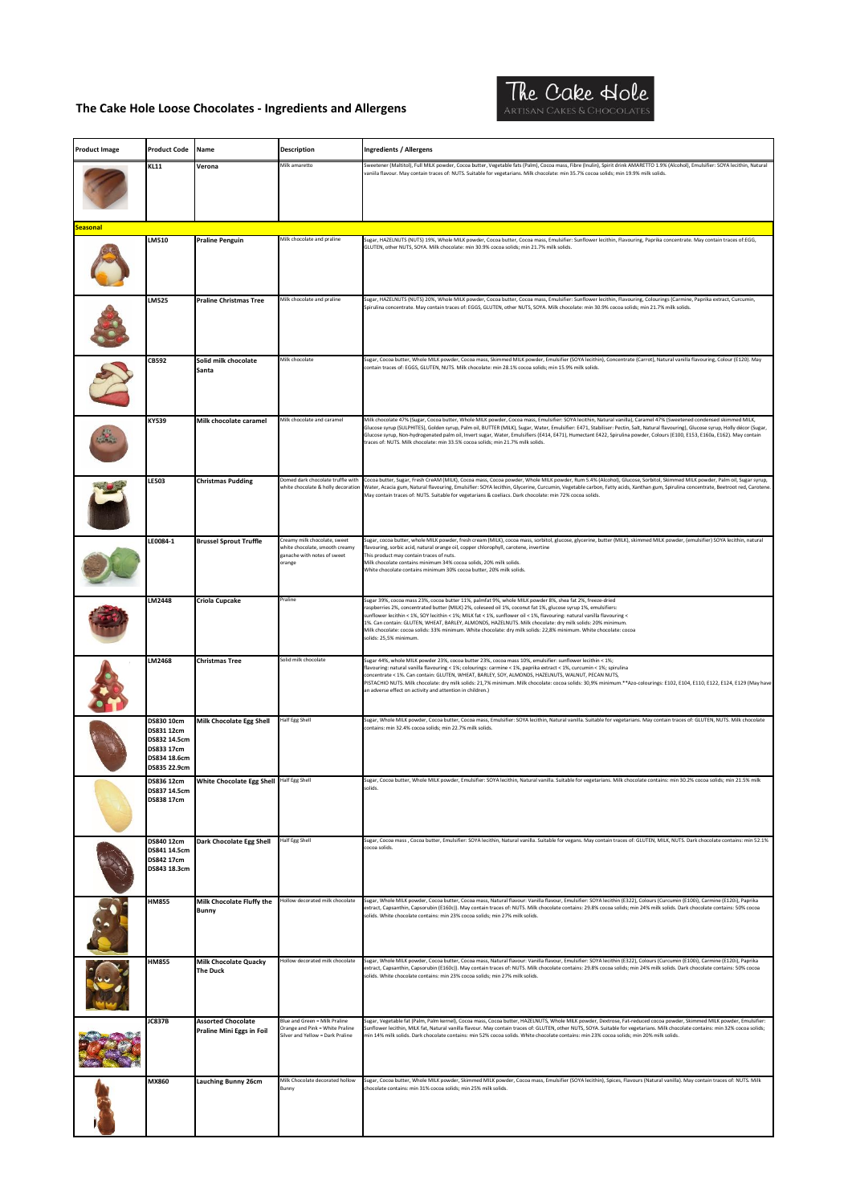# The Cake Hole Loose Chocolates - Ingredients and Allergens

The Cake Hole
ARTISAN CAKES & CHOCOLATES

| Product Image | Product Code | Name | Description | Ingredients / Allergens |
|---|---|---|---|---|
| | KL11 | Verona | Milk amaretto | Sweetener (Maltitol), Full MILK powder, Cocoa butter, Vegetable fats (Palm), Cocoa mass, Fibre (Inulin), Spirit drink AMARETTO 1.9% (Alcohol), Emulsifier: SOYA lecithin, Natural vanilla flavour. May contain traces of: NUTS. Suitable for vegetarians. Milk chocolate: min 35.7% cocoa solids; min 19.9% milk solids. |
| **Seasonal** | | | | |
| | LM510 | Praline Penguin | Milk chocolate and praline | Sugar, HAZELNUTS (NUTS) 19%, Whole MILK powder, Cocoa butter, Cocoa mass, Emulsifier: Sunflower lecithin, Flavouring, Paprika concentrate. May contain traces of:EGG, GLUTEN, other NUTS, SOYA. Milk chocolate: min 30.9% cocoa solids; min 21.7% milk solids. |
| | LM525 | Praline Christmas Tree | Milk chocolate and praline | Sugar, HAZELNUTS (NUTS) 20%, Whole MILK powder, Cocoa butter, Cocoa mass, Emulsifier: Sunflower lecithin, Flavouring, Colourings (Carmine, Paprika extract, Curcumin, Spirulina concentrate. May contain traces of: EGGS, GLUTEN, other NUTS, SOYA. Milk chocolate: min 30.9% cocoa solids; min 21.7% milk solids. |
| | CB592 | Solid milk chocolate Santa | Milk chocolate | Sugar, Cocoa butter, Whole MILK powder, Cocoa mass, Skimmed MILK powder, Emulsifier (SOYA lecithin), Concentrate (Carrot), Natural vanilla flavouring, Colour (E120). May contain traces of: EGGS, GLUTEN, NUTS. Milk chocolate: min 28.1% cocoa solids; min 15.9% milk solids. |
| | KY539 | Milk chocolate caramel | Milk chocolate and caramel | Milk chocolate 47% (Sugar, Cocoa butter, Whole MILK powder, Cocoa mass, Emulsifier: SOYA lecithin, Natural vanilla), Caramel 47% (Sweetened condensed skimmed MILK, Glucose syrup (SULPHITES), Golden syrup, Palm oil, BUTTER (MILK), Sugar, Water, Emulsifier: E471, Stabiliser: Pectin, Salt, Natural flavouring), Glucose syrup, Holly décor (Sugar, Glucose syrup, Non-hydrogenated palm oil, Invert sugar, Water, Emulsifiers (E414, E471), Humectant E422, Spirulina powder, Colours (E100, E153, E160a, E162). May contain traces of: NUTS. Milk chocolate: min 33.5% cocoa solids; min 21.7% milk solids. |
| | LE503 | Christmas Pudding | Domed dark chocolate truffle with white chocolate & holly decoration | Cocoa butter, Sugar, Fresh CreAM (MILK), Cocoa mass, Cocoa powder, Whole MILK powder, Rum 5.4% (Alcohol), Glucose, Sorbitol, Skimmed MILK powder, Palm oil, Sugar syrup, Water, Acacia gum, Natural flavouring, Emulsifier: SOYA lecithin, Glycerine, Curcumin, Vegetable carbon, Fatty acids, Xanthan gum, Spirulina concentrate, Beetroot red, Carotene. May contain traces of: NUTS. Suitable for vegetarians & coeliacs. Dark chocolate: min 72% cocoa solids. |
| | LE0084-1 | Brussel Sprout Truffle | Creamy milk chocolate, sweet white chocolate, smooth creamy ganache with notes of sweet orange | Sugar, cocoa butter, whole MILK powder, fresh cream (MILK), cocoa mass, sorbitol, glucose, glycerine, butter (MILK), skimmed MILK powder, (emulsifier) SOYA lecithin, natural flavouring, sorbic acid, natural orange oil, copper chlorophyll, carotene, invertine<br>This product may contain traces of nuts.<br>Milk chocolate contains minimum 34% cocoa solids, 20% milk solids.<br>White chocolate contains minimum 30% cocoa butter, 20% milk solids. |
| | LM2448 | Criola Cupcake | Praline | Sugar 39%, cocoa mass 23%, cocoa butter 11%, palmfat 9%, whole MILK powder 8%, shea fat 2%, freeze-dried raspberries 2%, concentrated butter (MILK) 2%, coleseed oil 1%, coconut fat 1%, glucose syrup 1%, emulsifiers: sunflower lecithin < 1%, SOY lecithin < 1%, MILK fat < 1%, sunflower oil < 1%, flavouring: natural vanilla flavouring < 1%. Can contain: GLUTEN, WHEAT, BARLEY, ALMONDS, HAZELNUTS. Milk chocolate: dry milk solids: 20% minimum. Milk chocolate: cocoa solids: 33% minimum. White chocolate: dry milk solids: 22,8% minimum. White chocolate: cocoa solids: 25,5% minimum. |
| | LM2468 | Christmas Tree | Solid milk chocolate | Sugar 44%, whole MILK powder 23%, cocoa butter 23%, cocoa mass 10%, emulsifier: sunflower lecithin < 1%; flavouring: natural vanilla flavouring < 1%; colourings: carmine < 1%, paprika extract < 1%, curcumin < 1%, spirulina concentrate < 1%. Can contain: GLUTEN, WHEAT, BARLEY, SOY, ALMONDS, HAZELNUTS, WALNUT, PECAN NUTS, PISTACHIO NUTS. Milk chocolate: dry milk solids: 21,7% minimum. Milk chocolate: cocoa solids: 30,9% minimum.**Azo-colourings: E102, E104, E110, E122, E124, E129 (May have an adverse effect on activity and attention in children.) |
| | DS830 10cm<br>DS831 12cm<br>DS832 14.5cm<br>DS833 17cm<br>DS834 18.6cm<br>DS835 22.9cm | Milk Chocolate Egg Shell | Half Egg Shell | Sugar, Whole MILK powder, Cocoa butter, Cocoa mass, Emulsifier: SOYA lecithin, Natural vanilla. Suitable for vegetarians. May contain traces of: GLUTEN, NUTS. Milk chocolate contains: min 32.4% cocoa solids; min 22.7% milk solids. |
| | DS836 12cm<br>DS837 14.5cm<br>DS838 17cm | White Chocolate Egg Shell | Half Egg Shell | Sugar, Cocoa butter, Whole MILK powder, Emulsifier: SOYA lecithin, Natural vanilla. Suitable for vegetarians. Milk chocolate contains: min 30.2% cocoa solids; min 21.5% milk solids. |
| | DS840 12cm<br>DS841 14.5cm<br>DS842 17cm<br>DS843 18.3cm | Dark Chocolate Egg Shell | Half Egg Shell | Sugar, Cocoa mass , Cocoa butter, Emulsifier: SOYA lecithin, Natural vanilla. Suitable for vegans. May contain traces of: GLUTEN, MILK, NUTS. Dark chocolate contains: min 52.1% cocoa solids. |
| | HM855 | Milk Chocolate Fluffy the Bunny | Hollow decorated milk chocolate | Sugar, Whole MILK powder, Cocoa butter, Cocoa mass, Natural flavour: Vanilla flavour, Emulsifier: SOYA lecithin (E322), Colours (Curcumin (E100i), Carmine (E120i), Paprika extract, Capsanthin, Capsorubin (E160c)). May contain traces of: NUTS. Milk chocolate contains: 29.8% cocoa solids; min 24% milk solids. Dark chocolate contains: 50% cocoa solids. White chocolate contains: min 23% cocoa solids; min 27% milk solids. |
| | HM855 | Milk Chocolate Quacky The Duck | Hollow decorated milk chocolate | Sugar, Whole MILK powder, Cocoa butter, Cocoa mass, Natural flavour: Vanilla flavour, Emulsifier: SOYA lecithin (E322), Colours (Curcumin (E100i), Carmine (E120i), Paprika extract, Capsanthin, Capsorubin (E160c)). May contain traces of: NUTS. Milk chocolate contains: 29.8% cocoa solids; min 24% milk solids. Dark chocolate contains: 50% cocoa solids. White chocolate contains: min 23% cocoa solids; min 27% milk solids. |
| | JC837B | Assorted Chocolate Praline Mini Eggs in Foil | Blue and Green = Milk Praline<br>Orange and Pink = White Praline<br>Silver and Yellow = Dark Praline | Sugar, Vegetable fat (Palm, Palm kernel), Cocoa mass, Cocoa butter, HAZELNUTS, Whole MILK powder, Dextrose, Fat-reduced cocoa powder, Skimmed MILK powder, Emulsifier: Sunflower lecithin, MILK fat, Natural vanilla flavour. May contain traces of: GLUTEN, other NUTS, SOYA. Suitable for vegetarians. Milk chocolate contains: min 32% cocoa solids; min 14% milk solids. Dark chocolate contains: min 52% cocoa solids. White chocolate contains: min 23% cocoa solids; min 20% milk solids. |
| | MX860 | Lauching Bunny 26cm | Milk Chocolate decorated hollow Bunny | Sugar, Cocoa butter, Whole MILK powder, Skimmed MILK powder, Cocoa mass, Emulsifier (SOYA lecithin), Spices, Flavours (Natural vanilla). May contain traces of: NUTS. Milk chocolate contains: min 31% cocoa solids; min 25% milk solids. |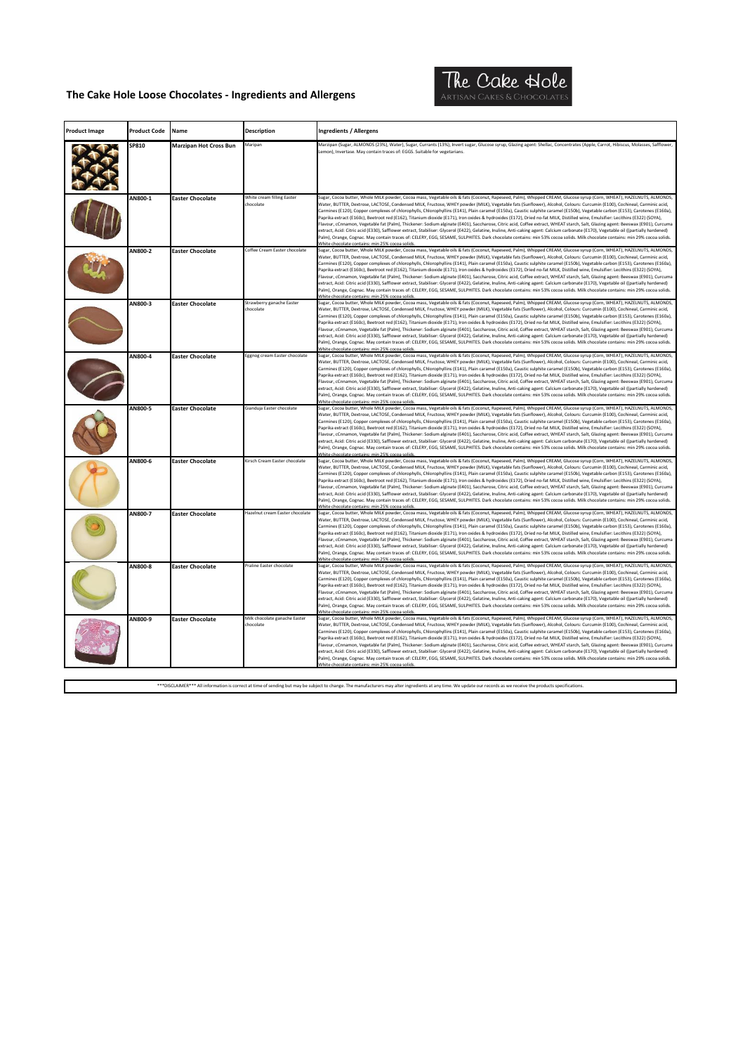# The Cake Hole Loose Chocolates - Ingredients and Allergens

| Product Image | Product Code | Name | Description | Ingredients / Allergens |
|---|---|---|---|---|
| | SP810 | Marzipan Hot Cross Bun | Maripan | Marzipan (Sugar, ALMONDS (23%), Water), Sugar, Currants (13%), Invert sugar, Glucose syrup, Glazing agent: Shellac, Concentrates (Apple, Carrot, Hibiscus, Molasses, Safflower, Lemon), Invertase. May contain traces of: EGGS. Suitable for vegetarians. |
| | AN800-1 | Easter Chocolate | White cream filling Easter chocolate | Sugar, Cocoa butter, Whole MILK powder, Cocoa mass, Vegetable oils & fats (Coconut, Rapeseed, Palm), Whipped CREAM, Glucose syrup (Corn, WHEAT), HAZELNUTS, ALMONDS, Water, BUTTER, Dextrose, LACTOSE, Condensed MILK, Fructose, WHEY powder (MILK), Vegetable fats (Sunflower), Alcohol, Colours: Curcumin (E100), Cochineal, Carminic acid, Carmines (E120), Copper complexes of chlorophylls, Chlorophyllins (E141), Plain caramel (E150a), Caustic sulphite caramel (E150b), Vegetable carbon (E153), Carotenes (E160a), Paprika extract (E160c), Beetroot red (E162), Titanium dioxide (E171), Iron oxides & hydroxides (E172), Dried no-fat MILK, Distilled wine, Emulsifier: Lecithins (E322) (SOYA), Flavour, cCnnamon, Vegetable fat (Palm), Thickener: Sodium alginate (E401), Saccharose, Citric acid, Coffee extract, WHEAT starch, Salt, Glazing agent: Beeswax (E901), Curcuma extract, Acid: Citric acid (E330), Safflower extract, Stabiliser: Glycerol (E422), Gelatine, Inuline, Anti-caking agent: Calcium carbonate (E170), Vegetable oil ((partially hardened) Palm), Orange, Cognac. May contain traces of: CELERY, EGG, SESAME, SULPHITES. Dark chocolate contains: min 53% cocoa solids. Milk chocolate contains: min 29% cocoa solids. White chocolate contains: min 25% cocoa solids. |
| | AN800-2 | Easter Chocolate | Coffee Cream Easter chocolate | Sugar, Cocoa butter, Whole MILK powder, Cocoa mass, Vegetable oils & fats (Coconut, Rapeseed, Palm), Whipped CREAM, Glucose syrup (Corn, WHEAT), HAZELNUTS, ALMONDS, Water, BUTTER, Dextrose, LACTOSE, Condensed MILK, Fructose, WHEY powder (MILK), Vegetable fats (Sunflower), Alcohol, Colours: Curcumin (E100), Cochineal, Carminic acid, Carmines (E120), Copper complexes of chlorophylls, Chlorophyllins (E141), Plain caramel (E150a), Caustic sulphite caramel (E150b), Vegetable carbon (E153), Carotenes (E160a), Paprika extract (E160c), Beetroot red (E162), Titanium dioxide (E171), Iron oxides & hydroxides (E172), Dried no-fat MILK, Distilled wine, Emulsifier: Lecithins (E322) (SOYA), Flavour, cCnnamon, Vegetable fat (Palm), Thickener: Sodium alginate (E401), Saccharose, Citric acid, Coffee extract, WHEAT starch, Salt, Glazing agent: Beeswax (E901), Curcuma extract, Acid: Citric acid (E330), Safflower extract, Stabiliser: Glycerol (E422), Gelatine, Inuline, Anti-caking agent: Calcium carbonate (E170), Vegetable oil ((partially hardened) Palm), Orange, Cognac. May contain traces of: CELERY, EGG, SESAME, SULPHITES. Dark chocolate contains: min 53% cocoa solids. Milk chocolate contains: min 29% cocoa solids. White chocolate contains: min 25% cocoa solids. |
| | AN800-3 | Easter Chocolate | Strawberry ganache Easter chocolate | Sugar, Cocoa butter, Whole MILK powder, Cocoa mass, Vegetable oils & fats (Coconut, Rapeseed, Palm), Whipped CREAM, Glucose syrup (Corn, WHEAT), HAZELNUTS, ALMONDS, Water, BUTTER, Dextrose, LACTOSE, Condensed MILK, Fructose, WHEY powder (MILK), Vegetable fats (Sunflower), Alcohol, Colours: Curcumin (E100), Cochineal, Carminic acid, Carmines (E120), Copper complexes of chlorophylls, Chlorophyllins (E141), Plain caramel (E150a), Caustic sulphite caramel (E150b), Vegetable carbon (E153), Carotenes (E160a), Paprika extract (E160c), Beetroot red (E162), Titanium dioxide (E171), Iron oxides & hydroxides (E172), Dried no-fat MILK, Distilled wine, Emulsifier: Lecithins (E322) (SOYA), Flavour, cCnnamon, Vegetable fat (Palm), Thickener: Sodium alginate (E401), Saccharose, Citric acid, Coffee extract, WHEAT starch, Salt, Glazing agent: Beeswax (E901), Curcuma extract, Acid: Citric acid (E330), Safflower extract, Stabiliser: Glycerol (E422), Gelatine, Inuline, Anti-caking agent: Calcium carbonate (E170), Vegetable oil ((partially hardened) Palm), Orange, Cognac. May contain traces of: CELERY, EGG, SESAME, SULPHITES. Dark chocolate contains: min 53% cocoa solids. Milk chocolate contains: min 29% cocoa solids. White chocolate contains: min 25% cocoa solids. |
| | AN800-4 | Easter Chocolate | Eggnog cream Easter chocolate | Sugar, Cocoa butter, Whole MILK powder, Cocoa mass, Vegetable oils & fats (Coconut, Rapeseed, Palm), Whipped CREAM, Glucose syrup (Corn, WHEAT), HAZELNUTS, ALMONDS, Water, BUTTER, Dextrose, LACTOSE, Condensed MILK, Fructose, WHEY powder (MILK), Vegetable fats (Sunflower), Alcohol, Colours: Curcumin (E100), Cochineal, Carminic acid, Carmines (E120), Copper complexes of chlorophylls, Chlorophyllins (E141), Plain caramel (E150a), Caustic sulphite caramel (E150b), Vegetable carbon (E153), Carotenes (E160a), Paprika extract (E160c), Beetroot red (E162), Titanium dioxide (E171), Iron oxides & hydroxides (E172), Dried no-fat MILK, Distilled wine, Emulsifier: Lecithins (E322) (SOYA), Flavour, cCnnamon, Vegetable fat (Palm), Thickener: Sodium alginate (E401), Saccharose, Citric acid, Coffee extract, WHEAT starch, Salt, Glazing agent: Beeswax (E901), Curcuma extract, Acid: Citric acid (E330), Safflower extract, Stabiliser: Glycerol (E422), Gelatine, Inuline, Anti-caking agent: Calcium carbonate (E170), Vegetable oil ((partially hardened) Palm), Orange, Cognac. May contain traces of: CELERY, EGG, SESAME, SULPHITES. Dark chocolate contains: min 53% cocoa solids. Milk chocolate contains: min 29% cocoa solids. White chocolate contains: min 25% cocoa solids. |
| | AN800-5 | Easter Chocolate | Gianduja Easter chocolate | Sugar, Cocoa butter, Whole MILK powder, Cocoa mass, Vegetable oils & fats (Coconut, Rapeseed, Palm), Whipped CREAM, Glucose syrup (Corn, WHEAT), HAZELNUTS, ALMONDS, Water, BUTTER, Dextrose, LACTOSE, Condensed MILK, Fructose, WHEY powder (MILK), Vegetable fats (Sunflower), Alcohol, Colours: Curcumin (E100), Cochineal, Carminic acid, Carmines (E120), Copper complexes of chlorophylls, Chlorophyllins (E141), Plain caramel (E150a), Caustic sulphite caramel (E150b), Vegetable carbon (E153), Carotenes (E160a), Paprika extract (E160c), Beetroot red (E162), Titanium dioxide (E171), Iron oxides & hydroxides (E172), Dried no-fat MILK, Distilled wine, Emulsifier: Lecithins (E322) (SOYA), Flavour, cCnnamon, Vegetable fat (Palm), Thickener: Sodium alginate (E401), Saccharose, Citric acid, Coffee extract, WHEAT starch, Salt, Glazing agent: Beeswax (E901), Curcuma extract, Acid: Citric acid (E330), Safflower extract, Stabiliser: Glycerol (E422), Gelatine, Inuline, Anti-caking agent: Calcium carbonate (E170), Vegetable oil ((partially hardened) Palm), Orange, Cognac. May contain traces of: CELERY, EGG, SESAME, SULPHITES. Dark chocolate contains: min 53% cocoa solids. Milk chocolate contains: min 29% cocoa solids. White chocolate contains: min 25% cocoa solids. |
| | AN800-6 | Easter Chocolate | Kirsch Cream Easter chocolate | Sugar, Cocoa butter, Whole MILK powder, Cocoa mass, Vegetable oils & fats (Coconut, Rapeseed, Palm), Whipped CREAM, Glucose syrup (Corn, WHEAT), HAZELNUTS, ALMONDS, Water, BUTTER, Dextrose, LACTOSE, Condensed MILK, Fructose, WHEY powder (MILK), Vegetable fats (Sunflower), Alcohol, Colours: Curcumin (E100), Cochineal, Carminic acid, Carmines (E120), Copper complexes of chlorophylls, Chlorophyllins (E141), Plain caramel (E150a), Caustic sulphite caramel (E150b), Vegetable carbon (E153), Carotenes (E160a), Paprika extract (E160c), Beetroot red (E162), Titanium dioxide (E171), Iron oxides & hydroxides (E172), Dried no-fat MILK, Distilled wine, Emulsifier: Lecithins (E322) (SOYA), Flavour, cCnnamon, Vegetable fat (Palm), Thickener: Sodium alginate (E401), Saccharose, Citric acid, Coffee extract, WHEAT starch, Salt, Glazing agent: Beeswax (E901), Curcuma extract, Acid: Citric acid (E330), Safflower extract, Stabiliser: Glycerol (E422), Gelatine, Inuline, Anti-caking agent: Calcium carbonate (E170), Vegetable oil ((partially hardened) Palm), Orange, Cognac. May contain traces of: CELERY, EGG, SESAME, SULPHITES. Dark chocolate contains: min 53% cocoa solids. Milk chocolate contains: min 29% cocoa solids. White chocolate contains: min 25% cocoa solids. |
| | AN800-7 | Easter Chocolate | Hazelnut cream Easter chocolate | Sugar, Cocoa butter, Whole MILK powder, Cocoa mass, Vegetable oils & fats (Coconut, Rapeseed, Palm), Whipped CREAM, Glucose syrup (Corn, WHEAT), HAZELNUTS, ALMONDS, Water, BUTTER, Dextrose, LACTOSE, Condensed MILK, Fructose, WHEY powder (MILK), Vegetable fats (Sunflower), Alcohol, Colours: Curcumin (E100), Cochineal, Carminic acid, Carmines (E120), Copper complexes of chlorophylls, Chlorophyllins (E141), Plain caramel (E150a), Caustic sulphite caramel (E150b), Vegetable carbon (E153), Carotenes (E160a), Paprika extract (E160c), Beetroot red (E162), Titanium dioxide (E171), Iron oxides & hydroxides (E172), Dried no-fat MILK, Distilled wine, Emulsifier: Lecithins (E322) (SOYA), Flavour, cCnnamon, Vegetable fat (Palm), Thickener: Sodium alginate (E401), Saccharose, Citric acid, Coffee extract, WHEAT starch, Salt, Glazing agent: Beeswax (E901), Curcuma extract, Acid: Citric acid (E330), Safflower extract, Stabiliser: Glycerol (E422), Gelatine, Inuline, Anti-caking agent: Calcium carbonate (E170), Vegetable oil ((partially hardened) Palm), Orange, Cognac. May contain traces of: CELERY, EGG, SESAME, SULPHITES. Dark chocolate contains: min 53% cocoa solids. Milk chocolate contains: min 29% cocoa solids. White chocolate contains: min 25% cocoa solids. |
| | AN800-8 | Easter Chocolate | Praline Easter chocolate | Sugar, Cocoa butter, Whole MILK powder, Cocoa mass, Vegetable oils & fats (Coconut, Rapeseed, Palm), Whipped CREAM, Glucose syrup (Corn, WHEAT), HAZELNUTS, ALMONDS, Water, BUTTER, Dextrose, LACTOSE, Condensed MILK, Fructose, WHEY powder (MILK), Vegetable fats (Sunflower), Alcohol, Colours: Curcumin (E100), Cochineal, Carminic acid, Carmines (E120), Copper complexes of chlorophylls, Chlorophyllins (E141), Plain caramel (E150a), Caustic sulphite caramel (E150b), Vegetable carbon (E153), Carotenes (E160a), Paprika extract (E160c), Beetroot red (E162), Titanium dioxide (E171), Iron oxides & hydroxides (E172), Dried no-fat MILK, Distilled wine, Emulsifier: Lecithins (E322) (SOYA), Flavour, cCnnamon, Vegetable fat (Palm), Thickener: Sodium alginate (E401), Saccharose, Citric acid, Coffee extract, WHEAT starch, Salt, Glazing agent: Beeswax (E901), Curcuma extract, Acid: Citric acid (E330), Safflower extract, Stabiliser: Glycerol (E422), Gelatine, Inuline, Anti-caking agent: Calcium carbonate (E170), Vegetable oil ((partially hardened) Palm), Orange, Cognac. May contain traces of: CELERY, EGG, SESAME, SULPHITES. Dark chocolate contains: min 53% cocoa solids. Milk chocolate contains: min 29% cocoa solids. White chocolate contains: min 25% cocoa solids. |
| | AN800-9 | Easter Chocolate | Milk chocolate ganache Easter chocolate | Sugar, Cocoa butter, Whole MILK powder, Cocoa mass, Vegetable oils & fats (Coconut, Rapeseed, Palm), Whipped CREAM, Glucose syrup (Corn, WHEAT), HAZELNUTS, ALMONDS, Water, BUTTER, Dextrose, LACTOSE, Condensed MILK, Fructose, WHEY powder (MILK), Vegetable fats (Sunflower), Alcohol, Colours: Curcumin (E100), Cochineal, Carminic acid, Carmines (E120), Copper complexes of chlorophylls, Chlorophyllins (E141), Plain caramel (E150a), Caustic sulphite caramel (E150b), Vegetable carbon (E153), Carotenes (E160a), Paprika extract (E160c), Beetroot red (E162), Titanium dioxide (E171), Iron oxides & hydroxides (E172), Dried no-fat MILK, Distilled wine, Emulsifier: Lecithins (E322) (SOYA), Flavour, cCnnamon, Vegetable fat (Palm), Thickener: Sodium alginate (E401), Saccharose, Citric acid, Coffee extract, WHEAT starch, Salt, Glazing agent: Beeswax (E901), Curcuma extract, Acid: Citric acid (E330), Safflower extract, Stabiliser: Glycerol (E422), Gelatine, Inuline, Anti-caking agent: Calcium carbonate (E170), Vegetable oil ((partially hardened) Palm), Orange, Cognac. May contain traces of: CELERY, EGG, SESAME, SULPHITES. Dark chocolate contains: min 53% cocoa solids. Milk chocolate contains: min 29% cocoa solids. White chocolate contains: min 25% cocoa solids. |

***DISCLAIMER*** All information is correct at time of sending but may be subject to change. The manufacturers may alter ingredients at any time. We update our records as we receive the products specifications.